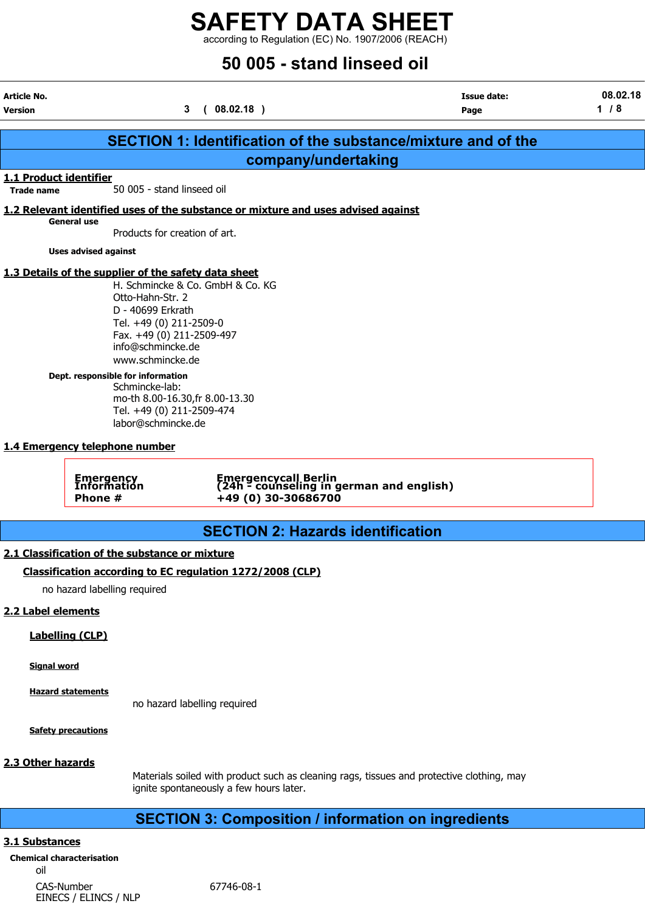# SAFETY DATA SHEET

according to Regulation (EC) No. 1907/2006 (REACH)

# 50 005 - stand linseed oil

| Article No. | | Issue date: | 08.02.18 |
|---|---|---|---|
| Version | 3 ( 08.02.18 ) | | |

## SECTION 1: Identification of the substance/mixture and of the company/undertaking

### 1.1 Product identifier

**Trade name** 50 005 - stand linseed oil

### 1.2 Relevant identified uses of the substance or mixture and uses advised against

**General use**

Products for creation of art.

**Uses advised against**

### 1.3 Details of the supplier of the safety data sheet

H. Schmincke & Co. GmbH & Co. KG
Otto-Hahn-Str. 2
D - 40699 Erkrath
Tel. +49 (0) 211-2509-0
Fax. +49 (0) 211-2509-497
info@schmincke.de
www.schmincke.de

**Dept. responsible for information**

Schmincke-lab:
mo-th 8.00-16.30,fr 8.00-13.30
Tel. +49 (0) 211-2509-474
labor@schmincke.de

### 1.4 Emergency telephone number

| | |
|---|---|
| **Emergency Information** | **Emergencycall Berlin (24h - counseling in german and english)** |
| **Phone #** | **+49 (0) 30-30686700** |

## SECTION 2: Hazards identification

### 2.1 Classification of the substance or mixture

**Classification according to EC regulation 1272/2008 (CLP)**

no hazard labelling required

### 2.2 Label elements

**Labelling (CLP)**

**Signal word**

**Hazard statements**

no hazard labelling required

**Safety precautions**

### 2.3 Other hazards

Materials soiled with product such as cleaning rags, tissues and protective clothing, may ignite spontaneously a few hours later.

## SECTION 3: Composition / information on ingredients

### 3.1 Substances

**Chemical characterisation**

oil

CAS-Number 67746-08-1
EINECS / ELINCS / NLP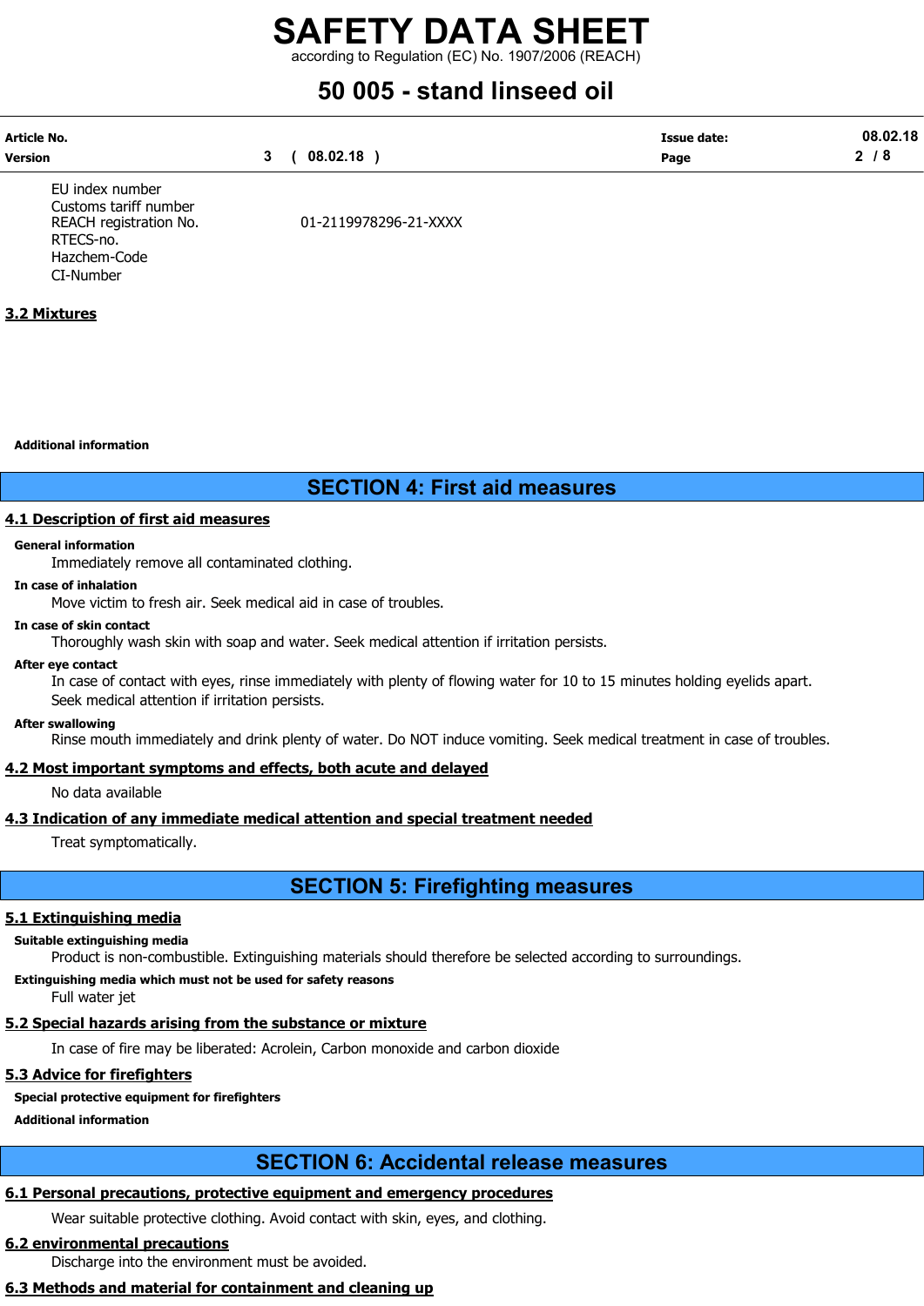| | |
|---|---|
| EU index number | |
| Customs tariff number | |
| REACH registration No. | 01-2119978296-21-XXXX |
| RTECS-no. | |
| Hazchem-Code | |
| CI-Number | |

### 3.2 Mixtures

**Additional information**

## SECTION 4: First aid measures

### 4.1 Description of first aid measures

**General information**

Immediately remove all contaminated clothing.

**In case of inhalation**

Move victim to fresh air. Seek medical aid in case of troubles.

**In case of skin contact**

Thoroughly wash skin with soap and water. Seek medical attention if irritation persists.

**After eye contact**

In case of contact with eyes, rinse immediately with plenty of flowing water for 10 to 15 minutes holding eyelids apart. Seek medical attention if irritation persists.

**After swallowing**

Rinse mouth immediately and drink plenty of water. Do NOT induce vomiting. Seek medical treatment in case of troubles.

### 4.2 Most important symptoms and effects, both acute and delayed

No data available

### 4.3 Indication of any immediate medical attention and special treatment needed

Treat symptomatically.

## SECTION 5: Firefighting measures

### 5.1 Extinguishing media

**Suitable extinguishing media**

Product is non-combustible. Extinguishing materials should therefore be selected according to surroundings.

**Extinguishing media which must not be used for safety reasons**

Full water jet

### 5.2 Special hazards arising from the substance or mixture

In case of fire may be liberated: Acrolein, Carbon monoxide and carbon dioxide

### 5.3 Advice for firefighters

**Special protective equipment for firefighters**

**Additional information**

## SECTION 6: Accidental release measures

### 6.1 Personal precautions, protective equipment and emergency procedures

Wear suitable protective clothing. Avoid contact with skin, eyes, and clothing.

### 6.2 environmental precautions

Discharge into the environment must be avoided.

### 6.3 Methods and material for containment and cleaning up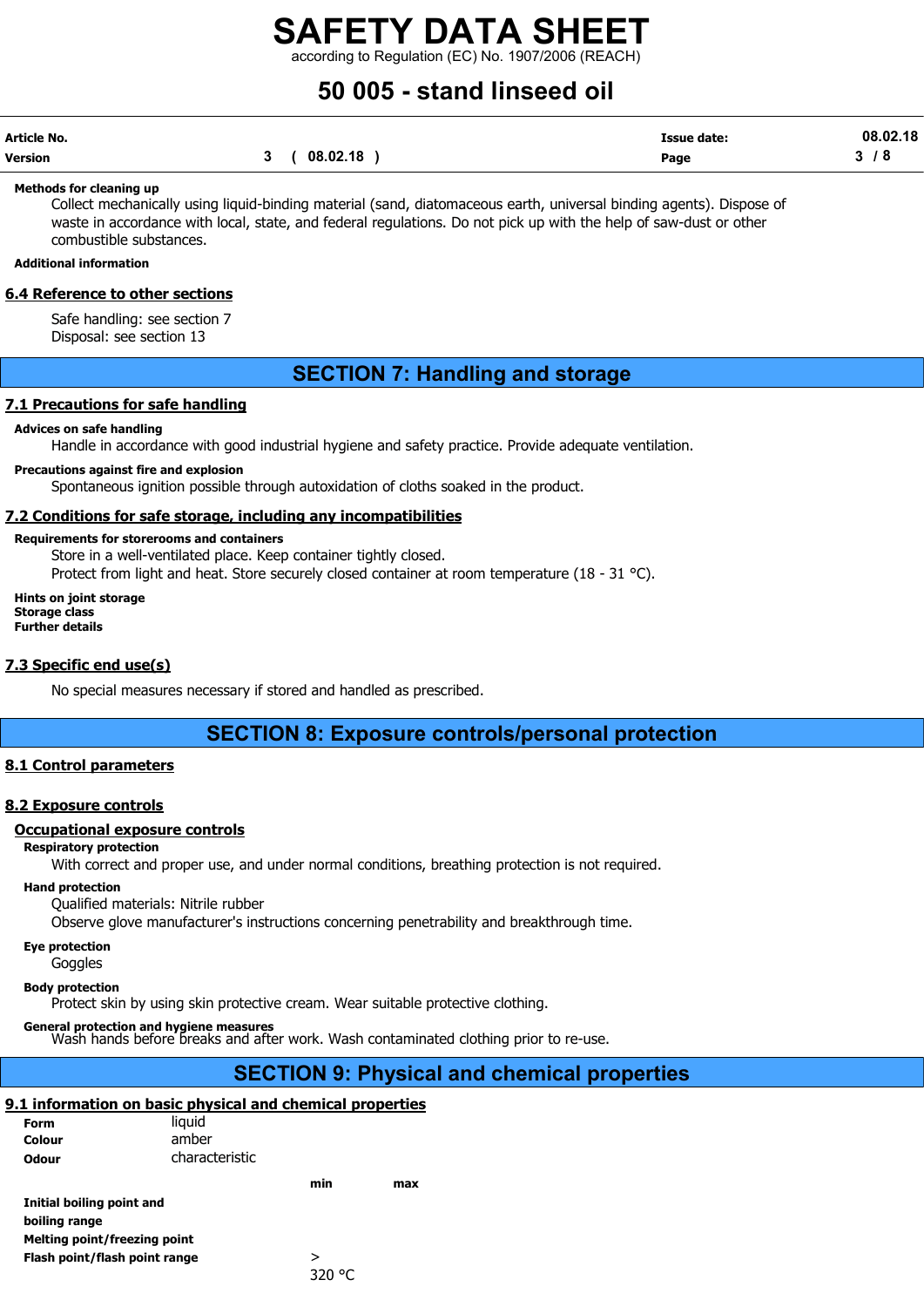**Methods for cleaning up**

Collect mechanically using liquid-binding material (sand, diatomaceous earth, universal binding agents). Dispose of waste in accordance with local, state, and federal regulations. Do not pick up with the help of saw-dust or other combustible substances.

**Additional information**

## 6.4 Reference to other sections

Safe handling: see section 7
Disposal: see section 13

# SECTION 7: Handling and storage

## 7.1 Precautions for safe handling

**Advices on safe handling**

Handle in accordance with good industrial hygiene and safety practice. Provide adequate ventilation.

**Precautions against fire and explosion**

Spontaneous ignition possible through autoxidation of cloths soaked in the product.

## 7.2 Conditions for safe storage, including any incompatibilities

**Requirements for storerooms and containers**

Store in a well-ventilated place. Keep container tightly closed.
Protect from light and heat. Store securely closed container at room temperature (18 - 31 °C).

**Hints on joint storage**
**Storage class**
**Further details**

## 7.3 Specific end use(s)

No special measures necessary if stored and handled as prescribed.

# SECTION 8: Exposure controls/personal protection

## 8.1 Control parameters

## 8.2 Exposure controls

### Occupational exposure controls

**Respiratory protection**

With correct and proper use, and under normal conditions, breathing protection is not required.

**Hand protection**

Qualified materials: Nitrile rubber
Observe glove manufacturer's instructions concerning penetrability and breakthrough time.

**Eye protection**

Goggles

**Body protection**

Protect skin by using skin protective cream. Wear suitable protective clothing.

**General protection and hygiene measures**

Wash hands before breaks and after work. Wash contaminated clothing prior to re-use.

# SECTION 9: Physical and chemical properties

## 9.1 information on basic physical and chemical properties

| | |
|---|---|
| **Form** | liquid |
| **Colour** | amber |
| **Odour** | characteristic |

| | min | max |
|---|---|---|
| **Initial boiling point and boiling range** | | |
| **Melting point/freezing point** | | |
| **Flash point/flash point range** | > 320 °C | |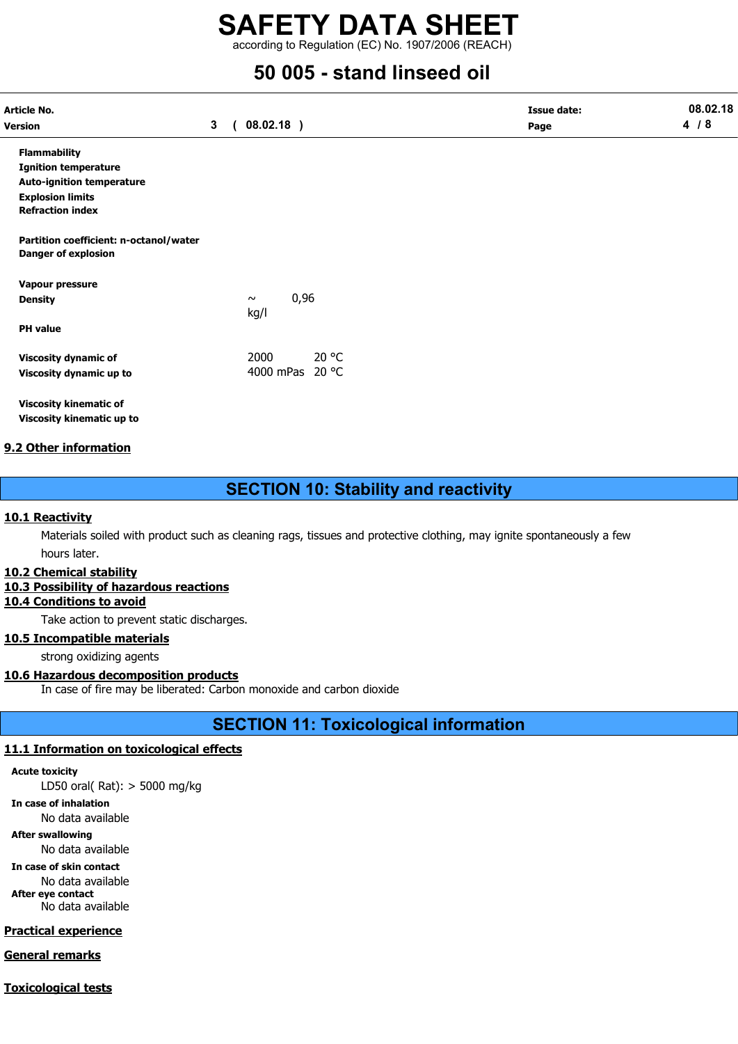| | | |
|---|---|---|
| **Flammability** | | |
| **Ignition temperature** | | |
| **Auto-ignition temperature** | | |
| **Explosion limits** | | |
| **Refraction index** | | |
| **Partition coefficient: n-octanol/water** | | |
| **Danger of explosion** | | |
| **Vapour pressure** | | |
| **Density** | ~ 0,96 kg/l | |
| **PH value** | | |
| **Viscosity dynamic of** | 2000 | 20 °C |
| **Viscosity dynamic up to** | 4000 mPas | 20 °C |
| **Viscosity kinematic of** | | |
| **Viscosity kinematic up to** | | |

### 9.2 Other information

## SECTION 10: Stability and reactivity

### 10.1 Reactivity

Materials soiled with product such as cleaning rags, tissues and protective clothing, may ignite spontaneously a few hours later.

### 10.2 Chemical stability

### 10.3 Possibility of hazardous reactions

### 10.4 Conditions to avoid

Take action to prevent static discharges.

### 10.5 Incompatible materials

strong oxidizing agents

### 10.6 Hazardous decomposition products

In case of fire may be liberated: Carbon monoxide and carbon dioxide

## SECTION 11: Toxicological information

### 11.1 Information on toxicological effects

**Acute toxicity**

LD50 oral( Rat): > 5000 mg/kg

**In case of inhalation**

No data available

**After swallowing**

No data available

**In case of skin contact**

No data available

**After eye contact**

No data available

### Practical experience

### General remarks

### Toxicological tests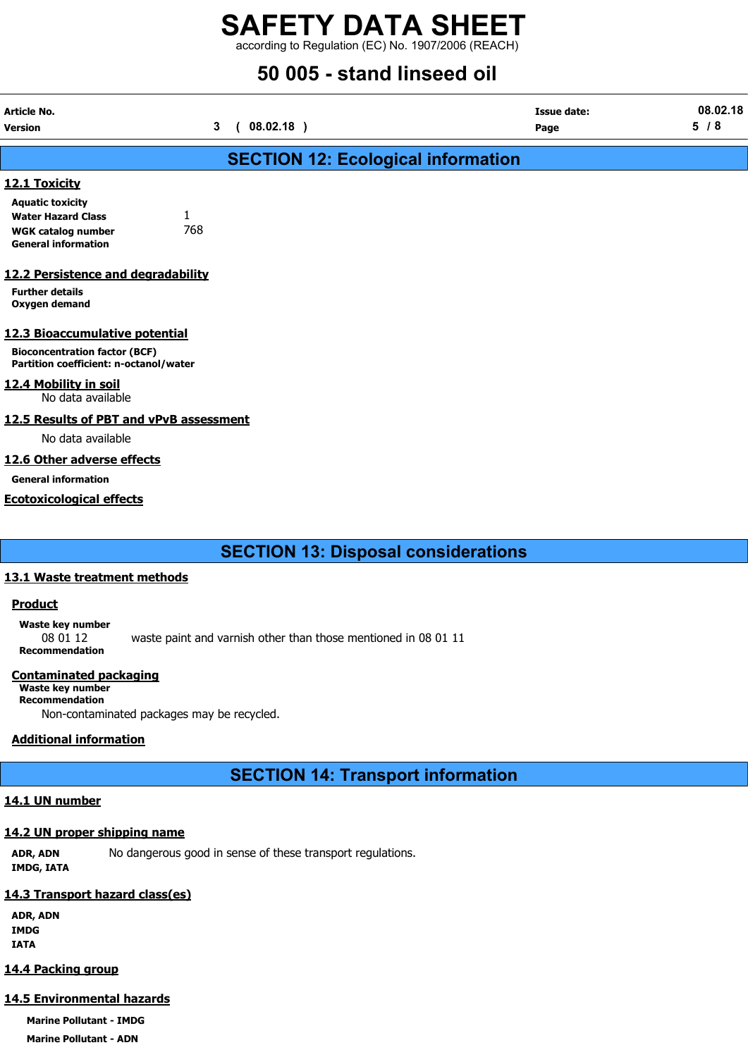# SAFETY DATA SHEET

according to Regulation (EC) No. 1907/2006 (REACH)

# 50 005 - stand linseed oil

## SECTION 12: Ecological information

### 12.1 Toxicity

**Aquatic toxicity**

**Water Hazard Class** 1

**WGK catalog number** 768

**General information**

### 12.2 Persistence and degradability

**Further details**

**Oxygen demand**

### 12.3 Bioaccumulative potential

**Bioconcentration factor (BCF)**

**Partition coefficient: n-octanol/water**

### 12.4 Mobility in soil

No data available

### 12.5 Results of PBT and vPvB assessment

No data available

### 12.6 Other adverse effects

**General information**

### Ecotoxicological effects

## SECTION 13: Disposal considerations

### 13.1 Waste treatment methods

#### Product

**Waste key number**

08 01 12 waste paint and varnish other than those mentioned in 08 01 11

**Recommendation**

#### Contaminated packaging

**Waste key number**

**Recommendation**

Non-contaminated packages may be recycled.

#### Additional information

## SECTION 14: Transport information

### 14.1 UN number

### 14.2 UN proper shipping name

**ADR, ADN** No dangerous good in sense of these transport regulations.

**IMDG, IATA**

### 14.3 Transport hazard class(es)

**ADR, ADN**

**IMDG**

**IATA**

### 14.4 Packing group

### 14.5 Environmental hazards

**Marine Pollutant - IMDG**

**Marine Pollutant - ADN**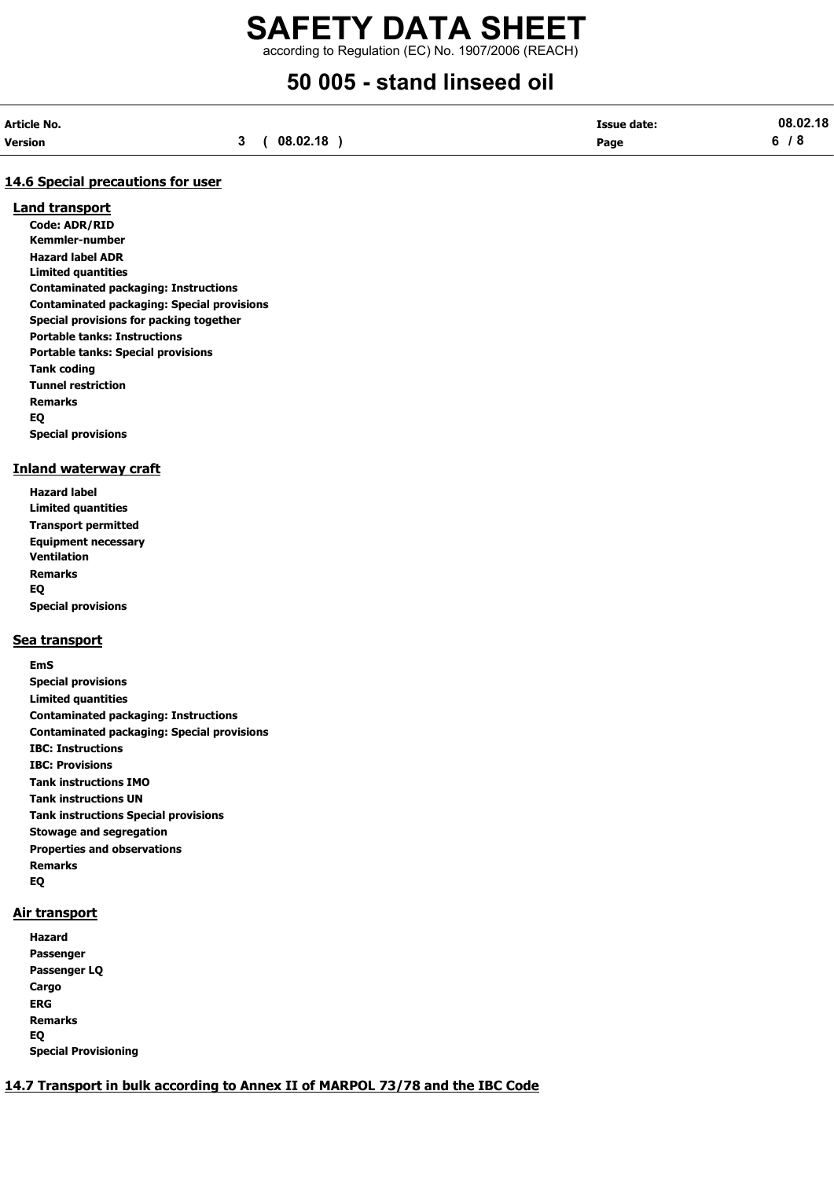## 14.6 Special precautions for user

### Land transport

**Code: ADR/RID**
**Kemmler-number**
**Hazard label ADR**
**Limited quantities**
**Contaminated packaging: Instructions**
**Contaminated packaging: Special provisions**
**Special provisions for packing together**
**Portable tanks: Instructions**
**Portable tanks: Special provisions**
**Tank coding**
**Tunnel restriction**
**Remarks**
**EQ**
**Special provisions**

### Inland waterway craft

**Hazard label**
**Limited quantities**
**Transport permitted**
**Equipment necessary**
**Ventilation**
**Remarks**
**EQ**
**Special provisions**

### Sea transport

**EmS**
**Special provisions**
**Limited quantities**
**Contaminated packaging: Instructions**
**Contaminated packaging: Special provisions**
**IBC: Instructions**
**IBC: Provisions**
**Tank instructions IMO**
**Tank instructions UN**
**Tank instructions Special provisions**
**Stowage and segregation**
**Properties and observations**
**Remarks**
**EQ**

### Air transport

**Hazard**
**Passenger**
**Passenger LQ**
**Cargo**
**ERG**
**Remarks**
**EQ**
**Special Provisioning**

## 14.7 Transport in bulk according to Annex II of MARPOL 73/78 and the IBC Code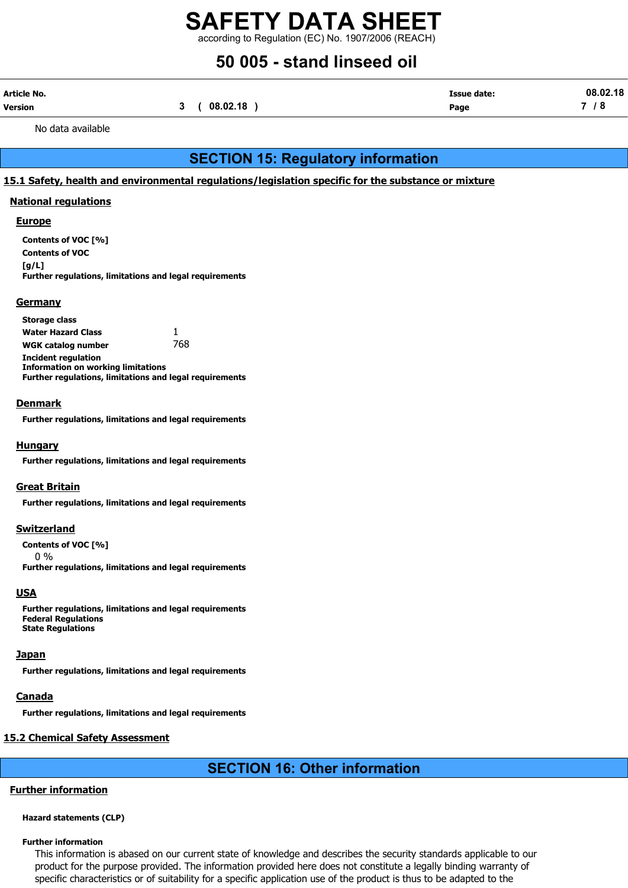No data available

## SECTION 15: Regulatory information

### 15.1 Safety, health and environmental regulations/legislation specific for the substance or mixture

#### National regulations

##### Europe

**Contents of VOC [%]**
**Contents of VOC**
**[g/L]**
**Further regulations, limitations and legal requirements**

##### Germany

**Storage class**
**Water Hazard Class** 1
**WGK catalog number** 768
**Incident regulation**
**Information on working limitations**
**Further regulations, limitations and legal requirements**

##### Denmark

**Further regulations, limitations and legal requirements**

##### Hungary

**Further regulations, limitations and legal requirements**

##### Great Britain

**Further regulations, limitations and legal requirements**

##### Switzerland

**Contents of VOC [%]**
0 %
**Further regulations, limitations and legal requirements**

##### USA

**Further regulations, limitations and legal requirements**
**Federal Regulations**
**State Regulations**

##### Japan

**Further regulations, limitations and legal requirements**

##### Canada

**Further regulations, limitations and legal requirements**

### 15.2 Chemical Safety Assessment

## SECTION 16: Other information

#### Further information

**Hazard statements (CLP)**

**Further information**
This information is abased on our current state of knowledge and describes the security standards applicable to our product for the purpose provided. The information provided here does not constitute a legally binding warranty of specific characteristics or of suitability for a specific application use of the product is thus to be adapted to the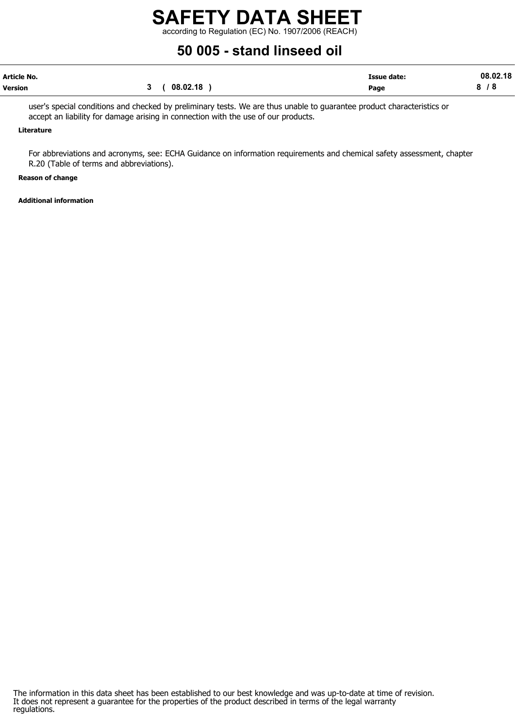user's special conditions and checked by preliminary tests. We are thus unable to guarantee product characteristics or accept an liability for damage arising in connection with the use of our products.

**Literature**

For abbreviations and acronyms, see: ECHA Guidance on information requirements and chemical safety assessment, chapter R.20 (Table of terms and abbreviations).

**Reason of change**

**Additional information**

The information in this data sheet has been established to our best knowledge and was up-to-date at time of revision. It does not represent a guarantee for the properties of the product described in terms of the legal warranty regulations.